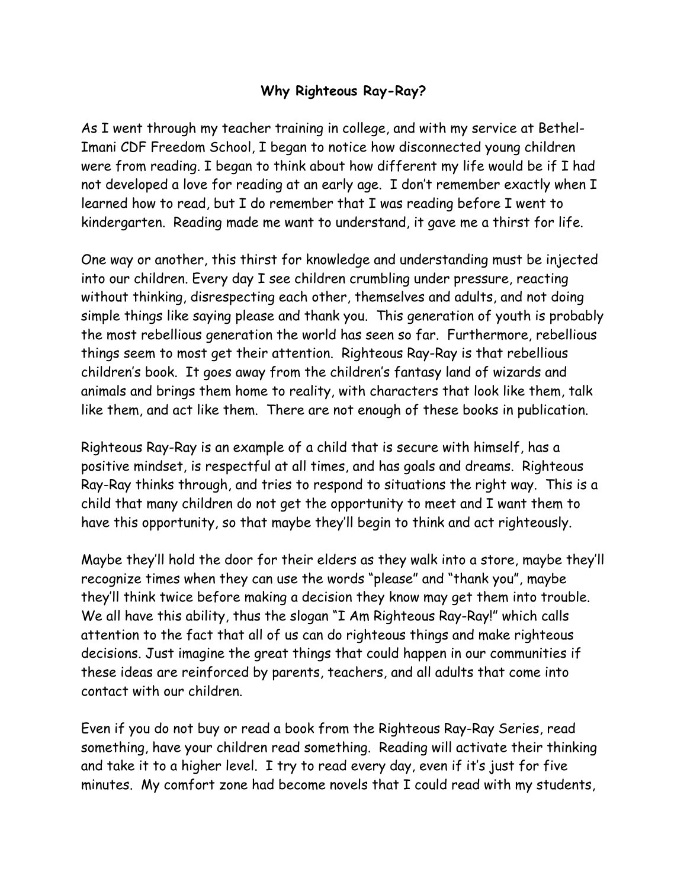# Why Righteous Ray-Ray?

As I went through my teacher training in college, and with my service at Bethel-Imani CDF Freedom School, I began to notice how disconnected young children were from reading. I began to think about how different my life would be if I had not developed a love for reading at an early age. I don't remember exactly when I learned how to read, but I do remember that I was reading before I went to kindergarten. Reading made me want to understand, it gave me a thirst for life.

One way or another, this thirst for knowledge and understanding must be injected into our children. Every day I see children crumbling under pressure, reacting without thinking, disrespecting each other, themselves and adults, and not doing simple things like saying please and thank you. This generation of youth is probably the most rebellious generation the world has seen so far. Furthermore, rebellious things seem to most get their attention. Righteous Ray-Ray is that rebellious children's book. It goes away from the children's fantasy land of wizards and animals and brings them home to reality, with characters that look like them, talk like them, and act like them. There are not enough of these books in publication.

Righteous Ray-Ray is an example of a child that is secure with himself, has a positive mindset, is respectful at all times, and has goals and dreams. Righteous Ray-Ray thinks through, and tries to respond to situations the right way. This is a child that many children do not get the opportunity to meet and I want them to have this opportunity, so that maybe they'll begin to think and act righteously.

Maybe they'll hold the door for their elders as they walk into a store, maybe they'll recognize times when they can use the words "please" and "thank you", maybe they'll think twice before making a decision they know may get them into trouble. We all have this ability, thus the slogan "I Am Righteous Ray-Ray!" which calls attention to the fact that all of us can do righteous things and make righteous decisions. Just imagine the great things that could happen in our communities if these ideas are reinforced by parents, teachers, and all adults that come into contact with our children.

Even if you do not buy or read a book from the Righteous Ray-Ray Series, read something, have your children read something. Reading will activate their thinking and take it to a higher level. I try to read every day, even if it's just for five minutes. My comfort zone had become novels that I could read with my students,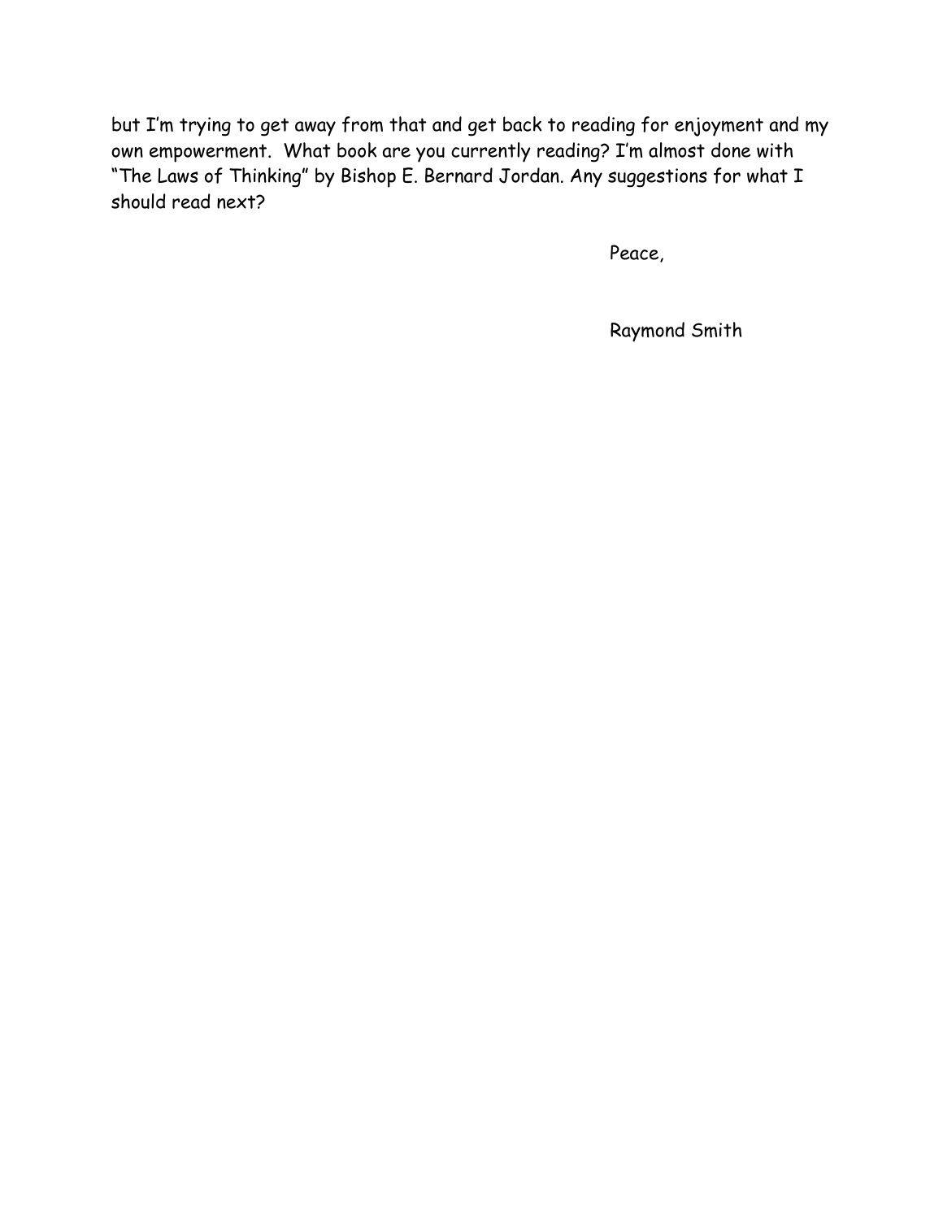but I'm trying to get away from that and get back to reading for enjoyment and my own empowerment. What book are you currently reading? I'm almost done with "The Laws of Thinking" by Bishop E. Bernard Jordan. Any suggestions for what I should read next?

Peace,

Raymond Smith